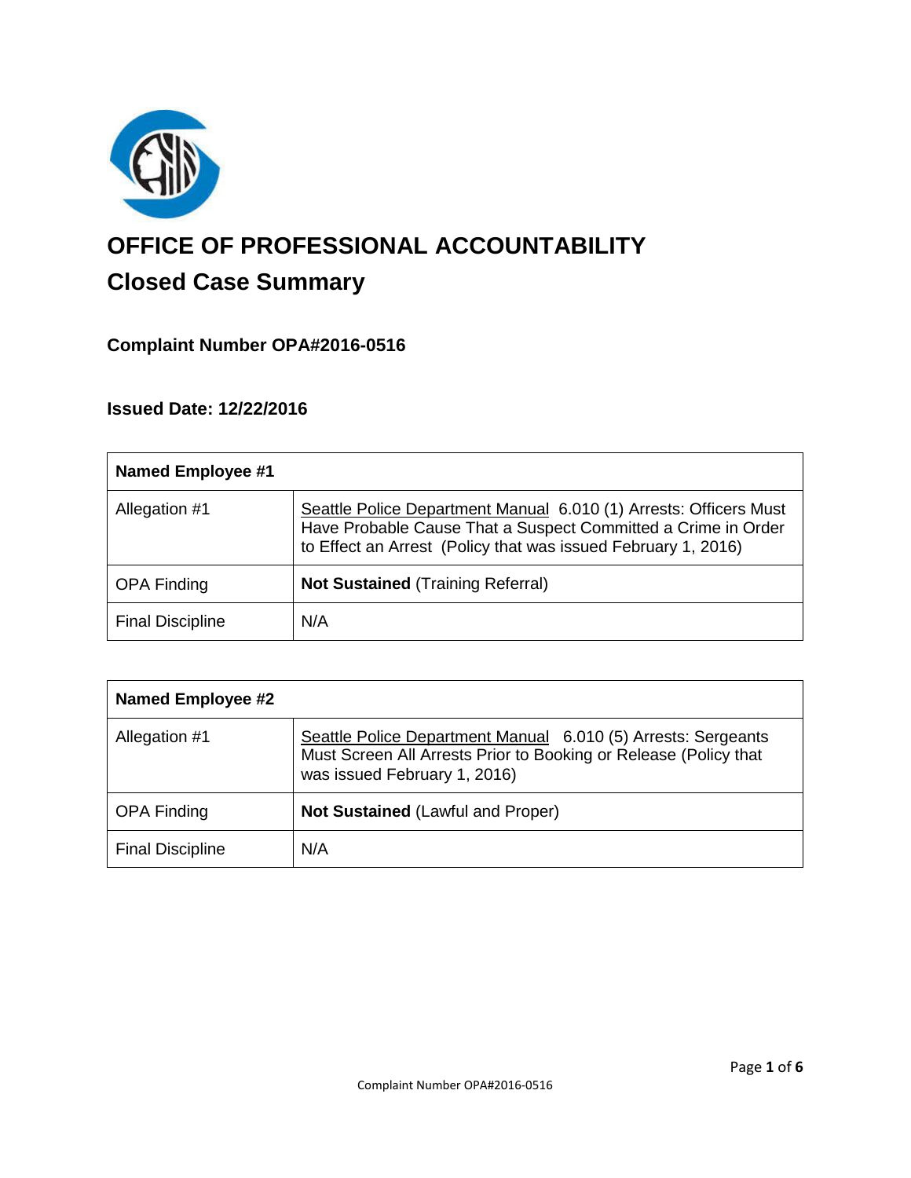# OFFICE OF PROFESSIONAL ACCOUNTABILITY

## Closed Case Summary

### Complaint Number OPA#2016-0516

### Issued Date: 12/22/2016

| **Named Employee #1** | |
|---|---|
| Allegation #1 | Seattle Police Department Manual 6.010 (1) Arrests: Officers Must Have Probable Cause That a Suspect Committed a Crime in Order to Effect an Arrest (Policy that was issued February 1, 2016) |
| OPA Finding | **Not Sustained** (Training Referral) |
| Final Discipline | N/A |

| **Named Employee #2** | |
|---|---|
| Allegation #1 | Seattle Police Department Manual 6.010 (5) Arrests: Sergeants Must Screen All Arrests Prior to Booking or Release (Policy that was issued February 1, 2016) |
| OPA Finding | **Not Sustained** (Lawful and Proper) |
| Final Discipline | N/A |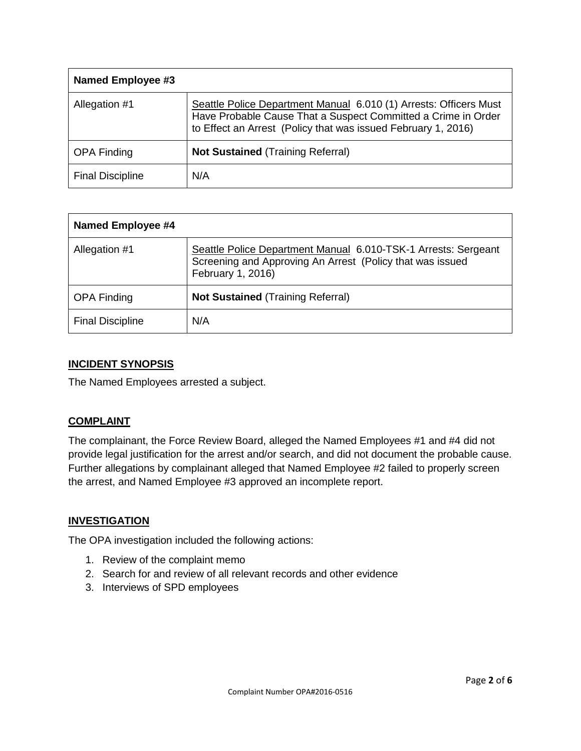| Named Employee #3 | |
| --- | --- |
| Allegation #1 | Seattle Police Department Manual 6.010 (1) Arrests: Officers Must Have Probable Cause That a Suspect Committed a Crime in Order to Effect an Arrest (Policy that was issued February 1, 2016) |
| OPA Finding | **Not Sustained** (Training Referral) |
| Final Discipline | N/A |

| Named Employee #4 | |
| --- | --- |
| Allegation #1 | Seattle Police Department Manual 6.010-TSK-1 Arrests: Sergeant Screening and Approving An Arrest (Policy that was issued February 1, 2016) |
| OPA Finding | **Not Sustained** (Training Referral) |
| Final Discipline | N/A |

## INCIDENT SYNOPSIS

The Named Employees arrested a subject.

## COMPLAINT

The complainant, the Force Review Board, alleged the Named Employees #1 and #4 did not provide legal justification for the arrest and/or search, and did not document the probable cause. Further allegations by complainant alleged that Named Employee #2 failed to properly screen the arrest, and Named Employee #3 approved an incomplete report.

## INVESTIGATION

The OPA investigation included the following actions:

1. Review of the complaint memo
2. Search for and review of all relevant records and other evidence
3. Interviews of SPD employees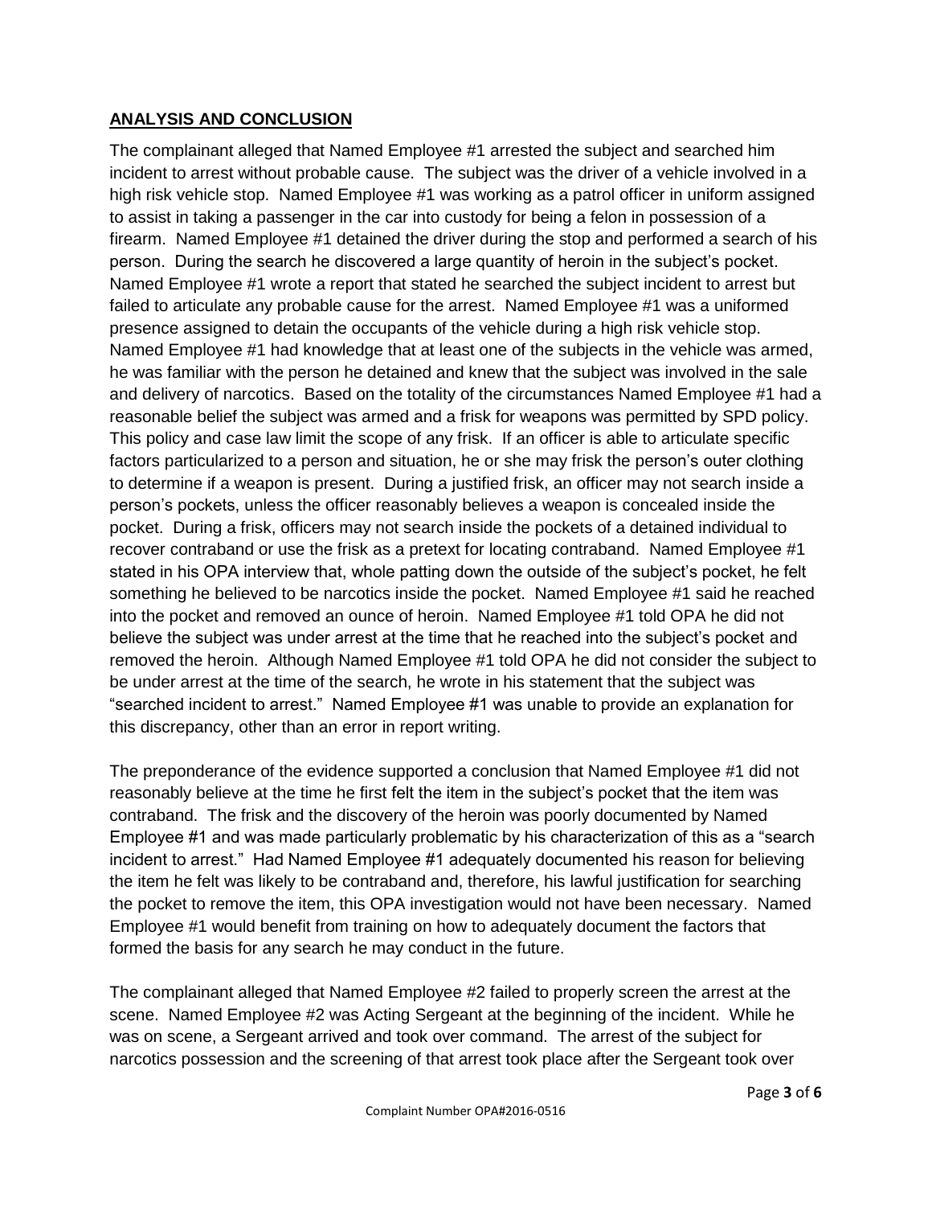## ANALYSIS AND CONCLUSION

The complainant alleged that Named Employee #1 arrested the subject and searched him incident to arrest without probable cause. The subject was the driver of a vehicle involved in a high risk vehicle stop. Named Employee #1 was working as a patrol officer in uniform assigned to assist in taking a passenger in the car into custody for being a felon in possession of a firearm. Named Employee #1 detained the driver during the stop and performed a search of his person. During the search he discovered a large quantity of heroin in the subject's pocket. Named Employee #1 wrote a report that stated he searched the subject incident to arrest but failed to articulate any probable cause for the arrest. Named Employee #1 was a uniformed presence assigned to detain the occupants of the vehicle during a high risk vehicle stop. Named Employee #1 had knowledge that at least one of the subjects in the vehicle was armed, he was familiar with the person he detained and knew that the subject was involved in the sale and delivery of narcotics. Based on the totality of the circumstances Named Employee #1 had a reasonable belief the subject was armed and a frisk for weapons was permitted by SPD policy. This policy and case law limit the scope of any frisk. If an officer is able to articulate specific factors particularized to a person and situation, he or she may frisk the person's outer clothing to determine if a weapon is present. During a justified frisk, an officer may not search inside a person's pockets, unless the officer reasonably believes a weapon is concealed inside the pocket. During a frisk, officers may not search inside the pockets of a detained individual to recover contraband or use the frisk as a pretext for locating contraband. Named Employee #1 stated in his OPA interview that, whole patting down the outside of the subject's pocket, he felt something he believed to be narcotics inside the pocket. Named Employee #1 said he reached into the pocket and removed an ounce of heroin. Named Employee #1 told OPA he did not believe the subject was under arrest at the time that he reached into the subject's pocket and removed the heroin. Although Named Employee #1 told OPA he did not consider the subject to be under arrest at the time of the search, he wrote in his statement that the subject was "searched incident to arrest." Named Employee #1 was unable to provide an explanation for this discrepancy, other than an error in report writing.

The preponderance of the evidence supported a conclusion that Named Employee #1 did not reasonably believe at the time he first felt the item in the subject's pocket that the item was contraband. The frisk and the discovery of the heroin was poorly documented by Named Employee #1 and was made particularly problematic by his characterization of this as a "search incident to arrest." Had Named Employee #1 adequately documented his reason for believing the item he felt was likely to be contraband and, therefore, his lawful justification for searching the pocket to remove the item, this OPA investigation would not have been necessary. Named Employee #1 would benefit from training on how to adequately document the factors that formed the basis for any search he may conduct in the future.

The complainant alleged that Named Employee #2 failed to properly screen the arrest at the scene. Named Employee #2 was Acting Sergeant at the beginning of the incident. While he was on scene, a Sergeant arrived and took over command. The arrest of the subject for narcotics possession and the screening of that arrest took place after the Sergeant took over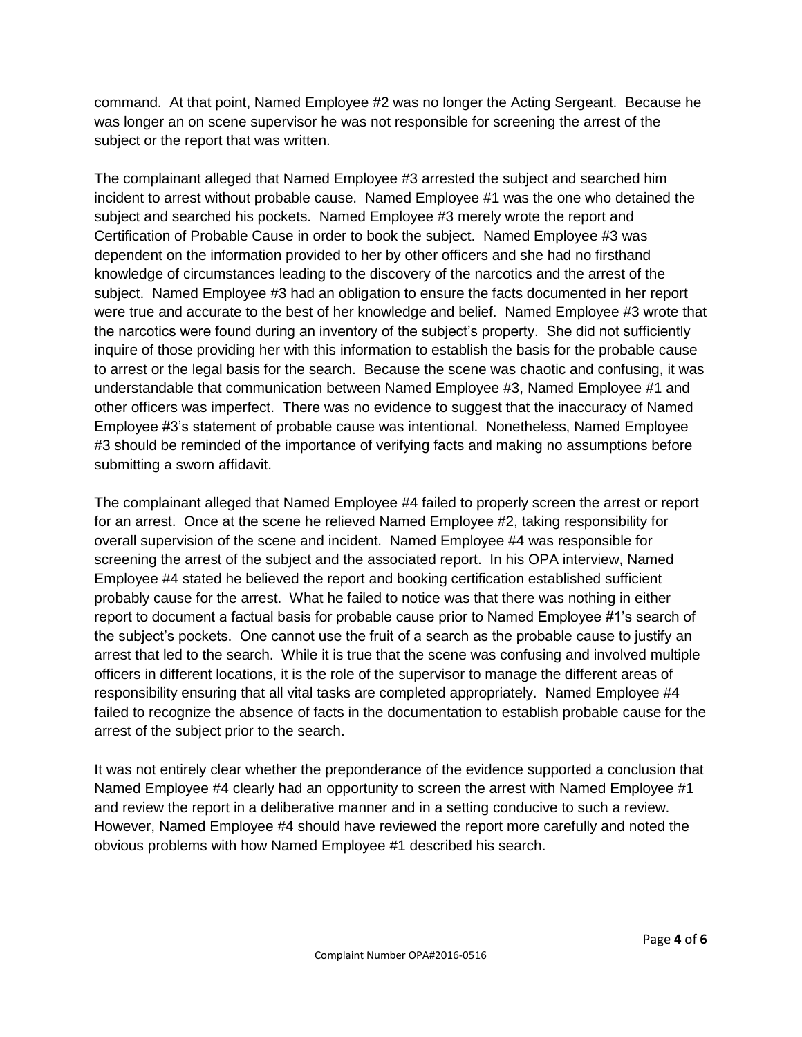command. At that point, Named Employee #2 was no longer the Acting Sergeant. Because he was longer an on scene supervisor he was not responsible for screening the arrest of the subject or the report that was written.

The complainant alleged that Named Employee #3 arrested the subject and searched him incident to arrest without probable cause. Named Employee #1 was the one who detained the subject and searched his pockets. Named Employee #3 merely wrote the report and Certification of Probable Cause in order to book the subject. Named Employee #3 was dependent on the information provided to her by other officers and she had no firsthand knowledge of circumstances leading to the discovery of the narcotics and the arrest of the subject. Named Employee #3 had an obligation to ensure the facts documented in her report were true and accurate to the best of her knowledge and belief. Named Employee #3 wrote that the narcotics were found during an inventory of the subject's property. She did not sufficiently inquire of those providing her with this information to establish the basis for the probable cause to arrest or the legal basis for the search. Because the scene was chaotic and confusing, it was understandable that communication between Named Employee #3, Named Employee #1 and other officers was imperfect. There was no evidence to suggest that the inaccuracy of Named Employee #3's statement of probable cause was intentional. Nonetheless, Named Employee #3 should be reminded of the importance of verifying facts and making no assumptions before submitting a sworn affidavit.

The complainant alleged that Named Employee #4 failed to properly screen the arrest or report for an arrest. Once at the scene he relieved Named Employee #2, taking responsibility for overall supervision of the scene and incident. Named Employee #4 was responsible for screening the arrest of the subject and the associated report. In his OPA interview, Named Employee #4 stated he believed the report and booking certification established sufficient probably cause for the arrest. What he failed to notice was that there was nothing in either report to document a factual basis for probable cause prior to Named Employee #1's search of the subject's pockets. One cannot use the fruit of a search as the probable cause to justify an arrest that led to the search. While it is true that the scene was confusing and involved multiple officers in different locations, it is the role of the supervisor to manage the different areas of responsibility ensuring that all vital tasks are completed appropriately. Named Employee #4 failed to recognize the absence of facts in the documentation to establish probable cause for the arrest of the subject prior to the search.

It was not entirely clear whether the preponderance of the evidence supported a conclusion that Named Employee #4 clearly had an opportunity to screen the arrest with Named Employee #1 and review the report in a deliberative manner and in a setting conducive to such a review. However, Named Employee #4 should have reviewed the report more carefully and noted the obvious problems with how Named Employee #1 described his search.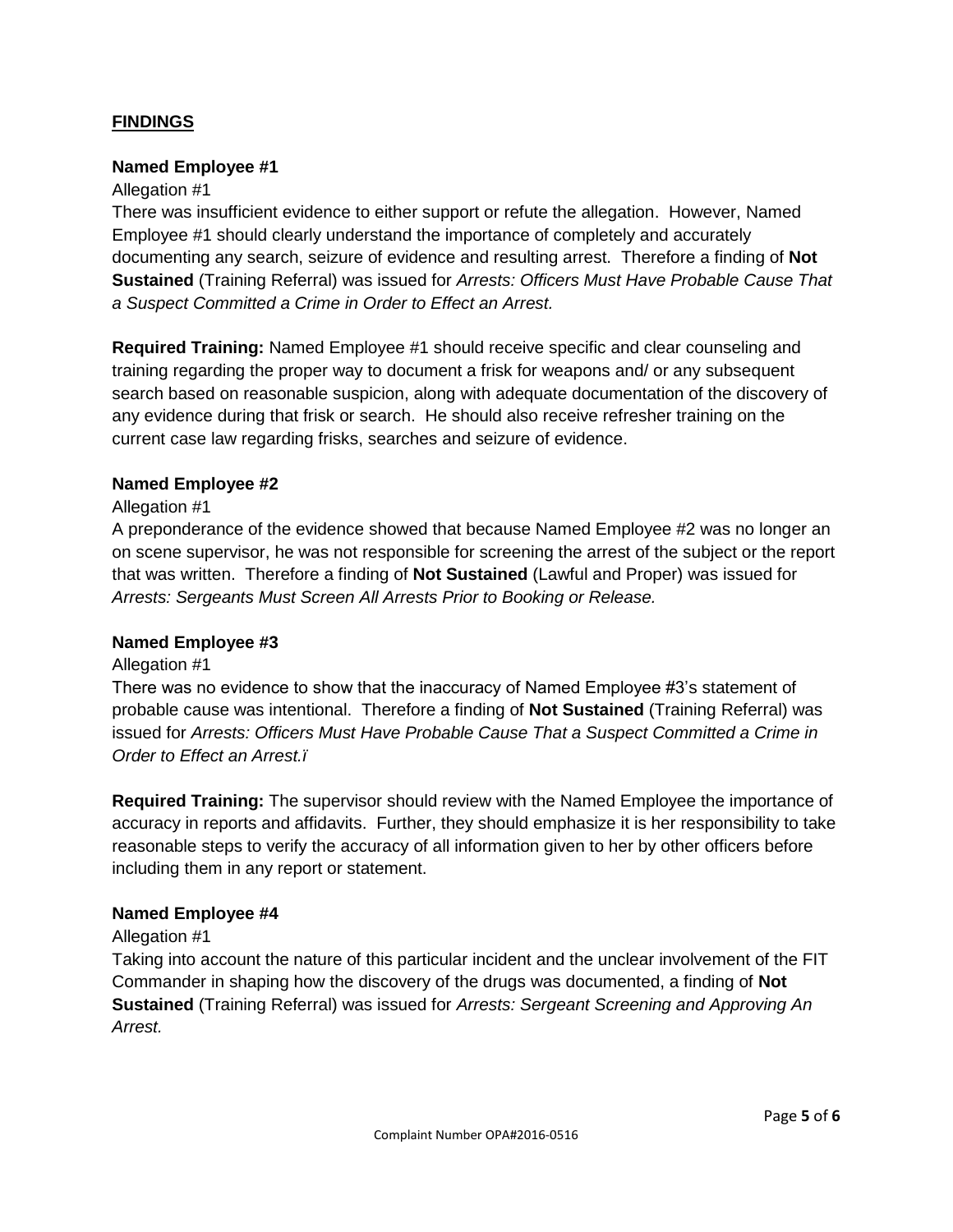## FINDINGS

**Named Employee #1**

Allegation #1

There was insufficient evidence to either support or refute the allegation. However, Named Employee #1 should clearly understand the importance of completely and accurately documenting any search, seizure of evidence and resulting arrest. Therefore a finding of **Not Sustained** (Training Referral) was issued for *Arrests: Officers Must Have Probable Cause That a Suspect Committed a Crime in Order to Effect an Arrest.*

**Required Training:** Named Employee #1 should receive specific and clear counseling and training regarding the proper way to document a frisk for weapons and/ or any subsequent search based on reasonable suspicion, along with adequate documentation of the discovery of any evidence during that frisk or search. He should also receive refresher training on the current case law regarding frisks, searches and seizure of evidence.

**Named Employee #2**

Allegation #1

A preponderance of the evidence showed that because Named Employee #2 was no longer an on scene supervisor, he was not responsible for screening the arrest of the subject or the report that was written. Therefore a finding of **Not Sustained** (Lawful and Proper) was issued for *Arrests: Sergeants Must Screen All Arrests Prior to Booking or Release.*

**Named Employee #3**

Allegation #1

There was no evidence to show that the inaccuracy of Named Employee #3's statement of probable cause was intentional. Therefore a finding of **Not Sustained** (Training Referral) was issued for *Arrests: Officers Must Have Probable Cause That a Suspect Committed a Crime in Order to Effect an Arrest.ï*

**Required Training:** The supervisor should review with the Named Employee the importance of accuracy in reports and affidavits. Further, they should emphasize it is her responsibility to take reasonable steps to verify the accuracy of all information given to her by other officers before including them in any report or statement.

**Named Employee #4**

Allegation #1

Taking into account the nature of this particular incident and the unclear involvement of the FIT Commander in shaping how the discovery of the drugs was documented, a finding of **Not Sustained** (Training Referral) was issued for *Arrests: Sergeant Screening and Approving An Arrest.*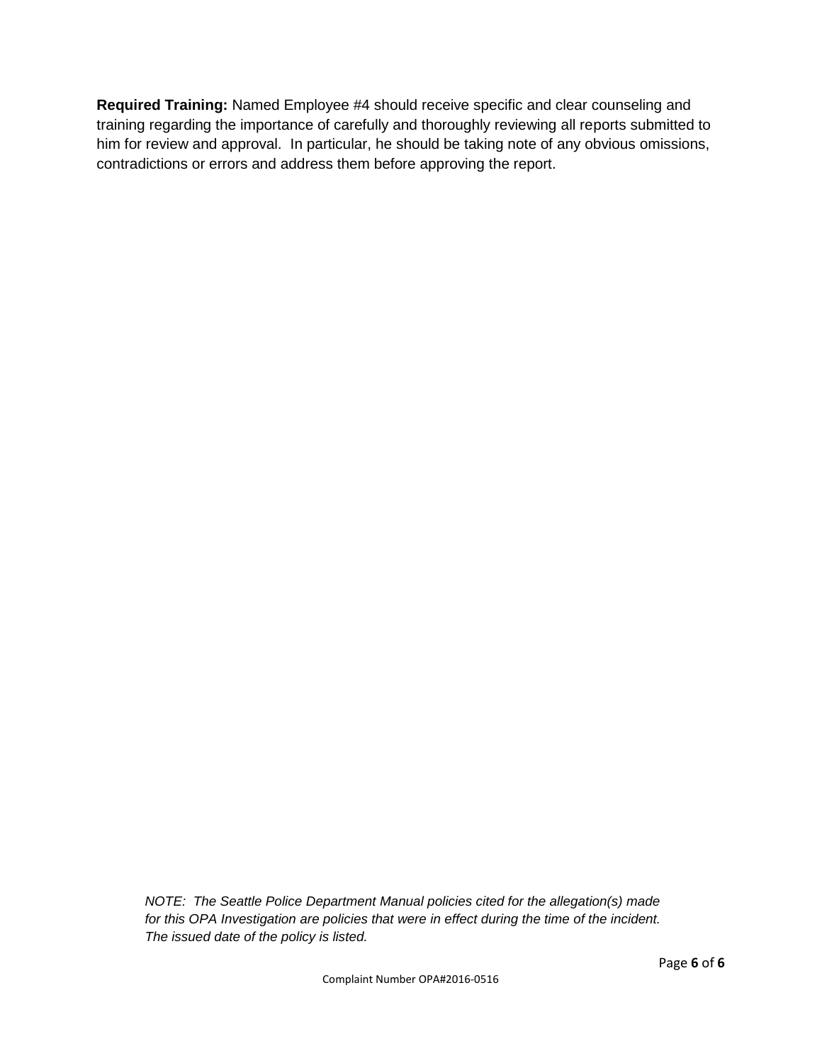**Required Training:** Named Employee #4 should receive specific and clear counseling and training regarding the importance of carefully and thoroughly reviewing all reports submitted to him for review and approval. In particular, he should be taking note of any obvious omissions, contradictions or errors and address them before approving the report.

*NOTE: The Seattle Police Department Manual policies cited for the allegation(s) made for this OPA Investigation are policies that were in effect during the time of the incident. The issued date of the policy is listed.*